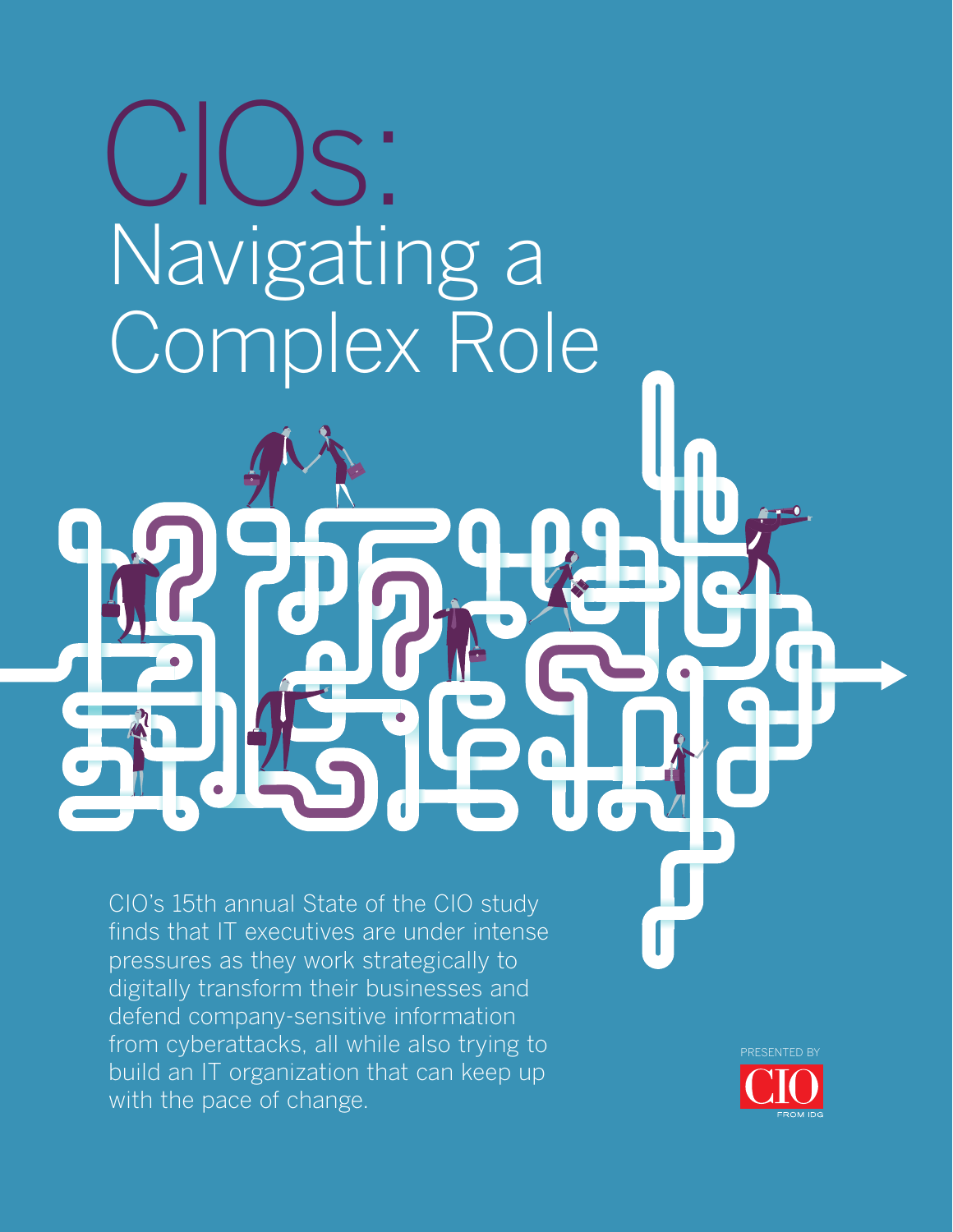# CIOs: Navigating a Complex Role

CIO's 15th annual State of the CIO study finds that IT executives are under intense pressures as they work strategically to digitally transform their businesses and defend company-sensitive information from cyberattacks, all while also trying to build an IT organization that can keep up with the pace of change.

PRESENTED BY CIO FROM IDG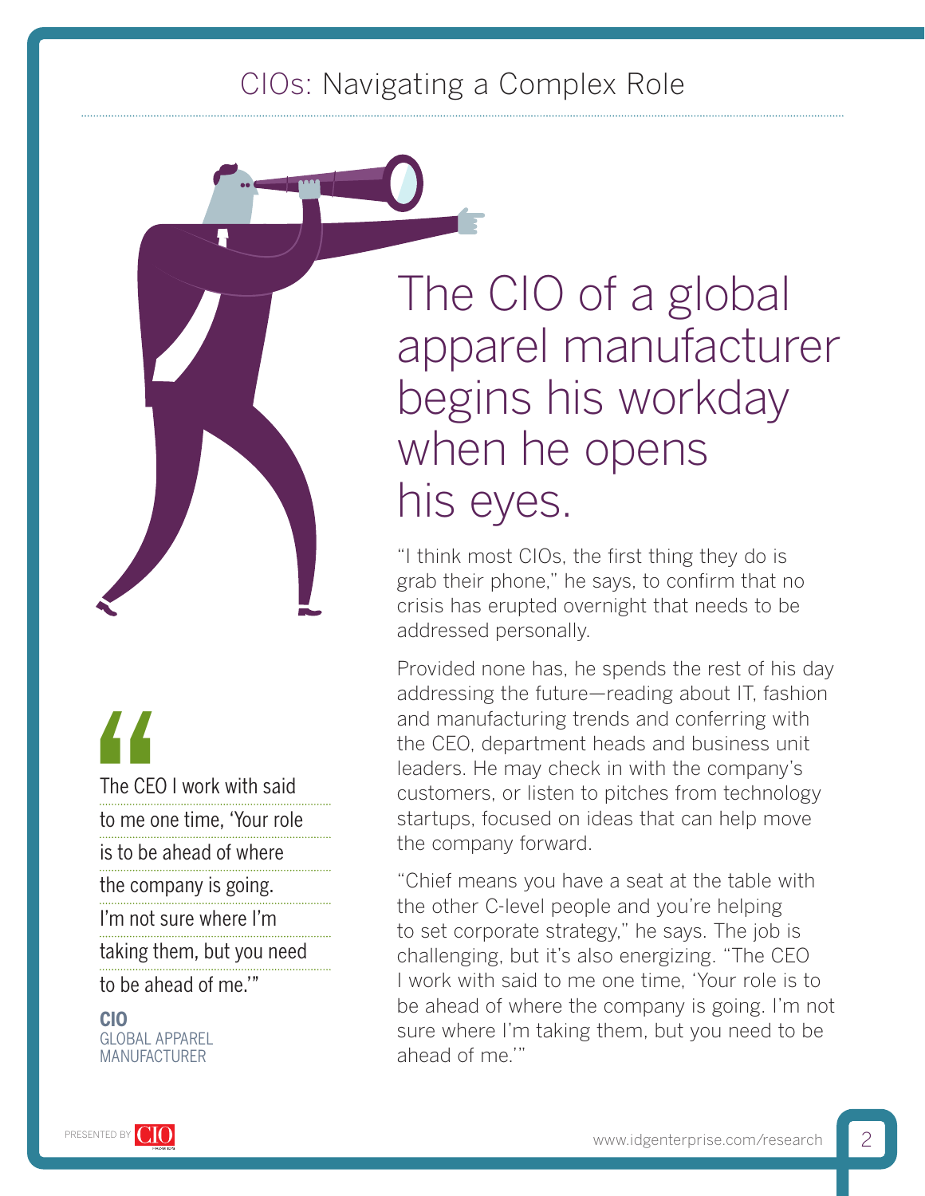# The CIO of a global apparel manufacturer begins his workday when he opens his eyes.

"I think most CIOs, the first thing they do is grab their phone," he says, to confirm that no crisis has erupted overnight that needs to be addressed personally.

Provided none has, he spends the rest of his day addressing the future—reading about IT, fashion and manufacturing trends and conferring with the CEO, department heads and business unit leaders. He may check in with the company's customers, or listen to pitches from technology startups, focused on ideas that can help move the company forward.

"Chief means you have a seat at the table with the other C-level people and you're helping to set corporate strategy," he says. The job is challenging, but it's also energizing. "The CEO I work with said to me one time, 'Your role is to be ahead of where the company is going. I'm not sure where I'm taking them, but you need to be ahead of me.'"

> "The CEO I work with said to me one time, 'Your role is to be ahead of where the company is going. I'm not sure where I'm taking them, but you need to be ahead of me.'"
>
> **CIO**
> GLOBAL APPAREL MANUFACTURER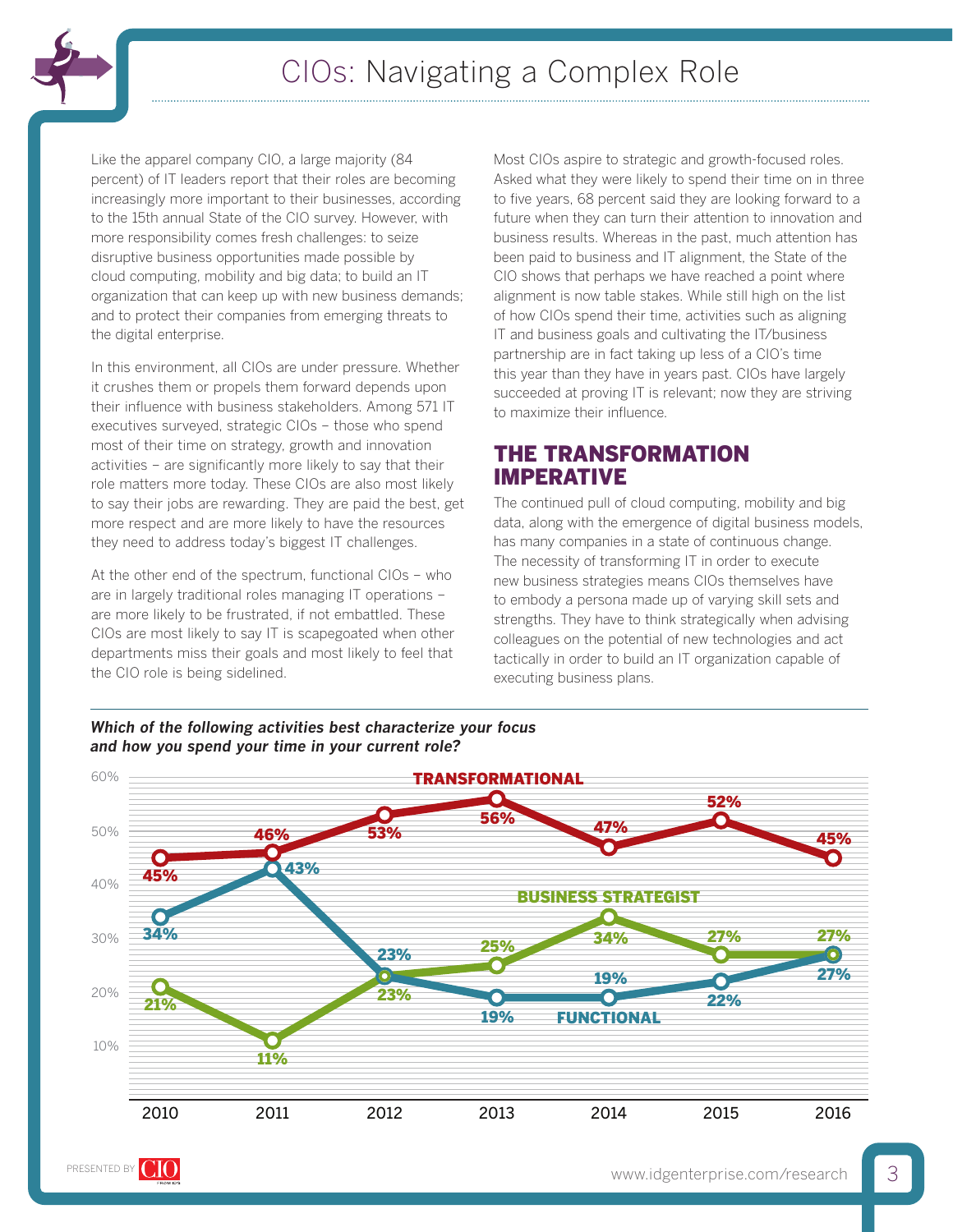# CIOs: Navigating a Complex Role

Like the apparel company CIO, a large majority (84 percent) of IT leaders report that their roles are becoming increasingly more important to their businesses, according to the 15th annual State of the CIO survey. However, with more responsibility comes fresh challenges: to seize disruptive business opportunities made possible by cloud computing, mobility and big data; to build an IT organization that can keep up with new business demands; and to protect their companies from emerging threats to the digital enterprise.

In this environment, all CIOs are under pressure. Whether it crushes them or propels them forward depends upon their influence with business stakeholders. Among 571 IT executives surveyed, strategic CIOs – those who spend most of their time on strategy, growth and innovation activities – are significantly more likely to say that their role matters more today. These CIOs are also most likely to say their jobs are rewarding. They are paid the best, get more respect and are more likely to have the resources they need to address today's biggest IT challenges.

At the other end of the spectrum, functional CIOs – who are in largely traditional roles managing IT operations – are more likely to be frustrated, if not embattled. These CIOs are most likely to say IT is scapegoated when other departments miss their goals and most likely to feel that the CIO role is being sidelined.

Most CIOs aspire to strategic and growth-focused roles. Asked what they were likely to spend their time on in three to five years, 68 percent said they are looking forward to a future when they can turn their attention to innovation and business results. Whereas in the past, much attention has been paid to business and IT alignment, the State of the CIO shows that perhaps we have reached a point where alignment is now table stakes. While still high on the list of how CIOs spend their time, activities such as aligning IT and business goals and cultivating the IT/business partnership are in fact taking up less of a CIO's time this year than they have in years past. CIOs have largely succeeded at proving IT is relevant; now they are striving to maximize their influence.

## THE TRANSFORMATION IMPERATIVE

The continued pull of cloud computing, mobility and big data, along with the emergence of digital business models, has many companies in a state of continuous change. The necessity of transforming IT in order to execute new business strategies means CIOs themselves have to embody a persona made up of varying skill sets and strengths. They have to think strategically when advising colleagues on the potential of new technologies and act tactically in order to build an IT organization capable of executing business plans.

***Which of the following activities best characterize your focus and how you spend your time in your current role?***

| | 2010 | 2011 | 2012 | 2013 | 2014 | 2015 | 2016 |
|---|---|---|---|---|---|---|---|
| TRANSFORMATIONAL | 45% | 46% | 53% | 56% | 47% | 52% | 45% |
| BUSINESS STRATEGIST | 21% | 11% | 23% | 25% | 34% | 27% | 27% |
| FUNCTIONAL | 34% | 43% | 23% | 19% | 19% | 22% | 27% |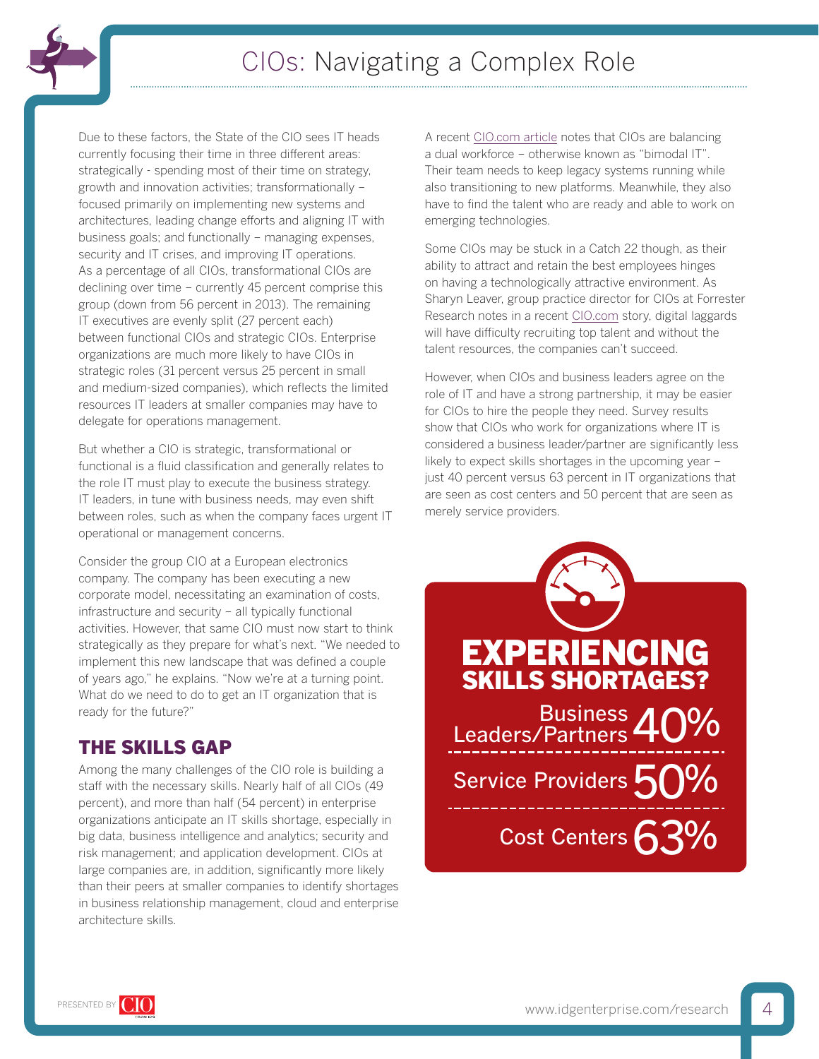# CIOs: Navigating a Complex Role

Due to these factors, the State of the CIO sees IT heads currently focusing their time in three different areas: strategically - spending most of their time on strategy, growth and innovation activities; transformationally – focused primarily on implementing new systems and architectures, leading change efforts and aligning IT with business goals; and functionally – managing expenses, security and IT crises, and improving IT operations. As a percentage of all CIOs, transformational CIOs are declining over time – currently 45 percent comprise this group (down from 56 percent in 2013). The remaining IT executives are evenly split (27 percent each) between functional CIOs and strategic CIOs. Enterprise organizations are much more likely to have CIOs in strategic roles (31 percent versus 25 percent in small and medium-sized companies), which reflects the limited resources IT leaders at smaller companies may have to delegate for operations management.

But whether a CIO is strategic, transformational or functional is a fluid classification and generally relates to the role IT must play to execute the business strategy. IT leaders, in tune with business needs, may even shift between roles, such as when the company faces urgent IT operational or management concerns.

Consider the group CIO at a European electronics company. The company has been executing a new corporate model, necessitating an examination of costs, infrastructure and security – all typically functional activities. However, that same CIO must now start to think strategically as they prepare for what's next. "We needed to implement this new landscape that was defined a couple of years ago," he explains. "Now we're at a turning point. What do we need to do to get an IT organization that is ready for the future?"

## THE SKILLS GAP

Among the many challenges of the CIO role is building a staff with the necessary skills. Nearly half of all CIOs (49 percent), and more than half (54 percent) in enterprise organizations anticipate an IT skills shortage, especially in big data, business intelligence and analytics; security and risk management; and application development. CIOs at large companies are, in addition, significantly more likely than their peers at smaller companies to identify shortages in business relationship management, cloud and enterprise architecture skills.

A recent CIO.com article notes that CIOs are balancing a dual workforce – otherwise known as "bimodal IT". Their team needs to keep legacy systems running while also transitioning to new platforms. Meanwhile, they also have to find the talent who are ready and able to work on emerging technologies.

Some CIOs may be stuck in a Catch 22 though, as their ability to attract and retain the best employees hinges on having a technologically attractive environment. As Sharyn Leaver, group practice director for CIOs at Forrester Research notes in a recent CIO.com story, digital laggards will have difficulty recruiting top talent and without the talent resources, the companies can't succeed.

However, when CIOs and business leaders agree on the role of IT and have a strong partnership, it may be easier for CIOs to hire the people they need. Survey results show that CIOs who work for organizations where IT is considered a business leader/partner are significantly less likely to expect skills shortages in the upcoming year – just 40 percent versus 63 percent in IT organizations that are seen as cost centers and 50 percent that are seen as merely service providers.

**EXPERIENCING SKILLS SHORTAGES?**

| | |
|---|---|
| Business Leaders/Partners | 40% |
| Service Providers | 50% |
| Cost Centers | 63% |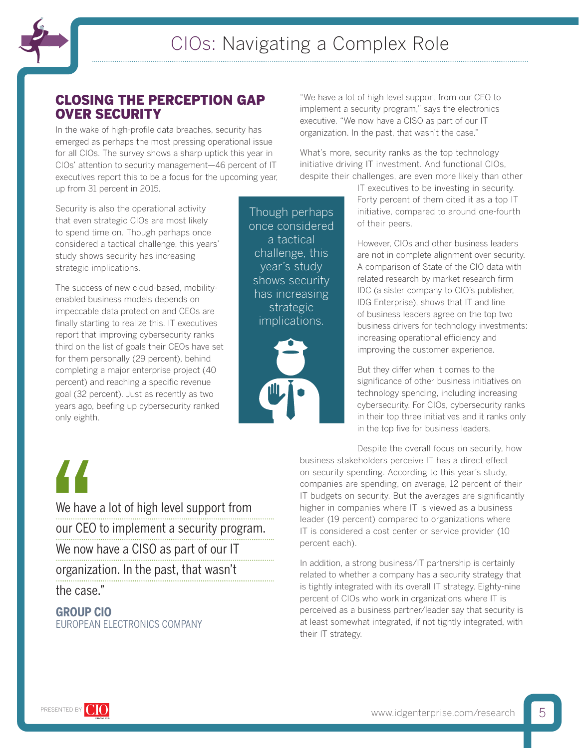## CLOSING THE PERCEPTION GAP OVER SECURITY

In the wake of high-profile data breaches, security has emerged as perhaps the most pressing operational issue for all CIOs. The survey shows a sharp uptick this year in CIOs' attention to security management—46 percent of IT executives report this to be a focus for the upcoming year, up from 31 percent in 2015.

Security is also the operational activity that even strategic CIOs are most likely to spend time on. Though perhaps once considered a tactical challenge, this years' study shows security has increasing strategic implications.

The success of new cloud-based, mobility-enabled business models depends on impeccable data protection and CEOs are finally starting to realize this. IT executives report that improving cybersecurity ranks third on the list of goals their CEOs have set for them personally (29 percent), behind completing a major enterprise project (40 percent) and reaching a specific revenue goal (32 percent). Just as recently as two years ago, beefing up cybersecurity ranked only eighth.

> Though perhaps once considered a tactical challenge, this year's study shows security has increasing strategic implications.

> "We have a lot of high level support from our CEO to implement a security program. We now have a CISO as part of our IT organization. In the past, that wasn't the case."
>
> **GROUP CIO**
> EUROPEAN ELECTRONICS COMPANY

"We have a lot of high level support from our CEO to implement a security program," says the electronics executive. "We now have a CISO as part of our IT organization. In the past, that wasn't the case."

What's more, security ranks as the top technology initiative driving IT investment. And functional CIOs, despite their challenges, are even more likely than other IT executives to be investing in security. Forty percent of them cited it as a top IT initiative, compared to around one-fourth of their peers.

However, CIOs and other business leaders are not in complete alignment over security. A comparison of State of the CIO data with related research by market research firm IDC (a sister company to CIO's publisher, IDG Enterprise), shows that IT and line of business leaders agree on the top two business drivers for technology investments: increasing operational efficiency and improving the customer experience.

But they differ when it comes to the significance of other business initiatives on technology spending, including increasing cybersecurity. For CIOs, cybersecurity ranks in their top three initiatives and it ranks only in the top five for business leaders.

Despite the overall focus on security, how business stakeholders perceive IT has a direct effect on security spending. According to this year's study, companies are spending, on average, 12 percent of their IT budgets on security. But the averages are significantly higher in companies where IT is viewed as a business leader (19 percent) compared to organizations where IT is considered a cost center or service provider (10 percent each).

In addition, a strong business/IT partnership is certainly related to whether a company has a security strategy that is tightly integrated with its overall IT strategy. Eighty-nine percent of CIOs who work in organizations where IT is perceived as a business partner/leader say that security is at least somewhat integrated, if not tightly integrated, with their IT strategy.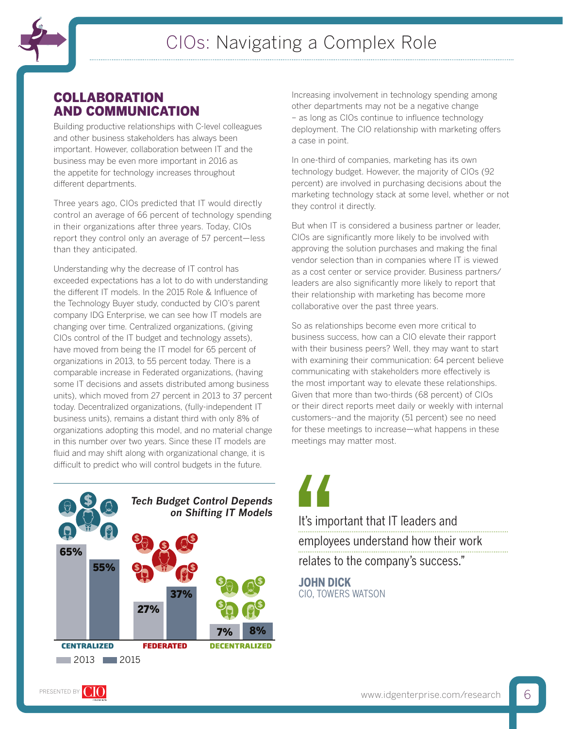# CIOs: Navigating a Complex Role

## COLLABORATION AND COMMUNICATION

Building productive relationships with C-level colleagues and other business stakeholders has always been important. However, collaboration between IT and the business may be even more important in 2016 as the appetite for technology increases throughout different departments.

Three years ago, CIOs predicted that IT would directly control an average of 66 percent of technology spending in their organizations after three years. Today, CIOs report they control only an average of 57 percent—less than they anticipated.

Understanding why the decrease of IT control has exceeded expectations has a lot to do with understanding the different IT models. In the 2015 Role & Influence of the Technology Buyer study, conducted by CIO's parent company IDG Enterprise, we can see how IT models are changing over time. Centralized organizations, (giving CIOs control of the IT budget and technology assets), have moved from being the IT model for 65 percent of organizations in 2013, to 55 percent today. There is a comparable increase in Federated organizations, (having some IT decisions and assets distributed among business units), which moved from 27 percent in 2013 to 37 percent today. Decentralized organizations, (fully-independent IT business units), remains a distant third with only 8% of organizations adopting this model, and no material change in this number over two years. Since these IT models are fluid and may shift along with organizational change, it is difficult to predict who will control budgets in the future.

**Tech Budget Control Depends on Shifting IT Models**

| | 2013 | 2015 |
|---|---|---|
| CENTRALIZED | 65% | 55% |
| FEDERATED | 27% | 37% |
| DECENTRALIZED | 7% | 8% |

Increasing involvement in technology spending among other departments may not be a negative change – as long as CIOs continue to influence technology deployment. The CIO relationship with marketing offers a case in point.

In one-third of companies, marketing has its own technology budget. However, the majority of CIOs (92 percent) are involved in purchasing decisions about the marketing technology stack at some level, whether or not they control it directly.

But when IT is considered a business partner or leader, CIOs are significantly more likely to be involved with approving the solution purchases and making the final vendor selection than in companies where IT is viewed as a cost center or service provider. Business partners/leaders are also significantly more likely to report that their relationship with marketing has become more collaborative over the past three years.

So as relationships become even more critical to business success, how can a CIO elevate their rapport with their business peers? Well, they may want to start with examining their communication: 64 percent believe communicating with stakeholders more effectively is the most important way to elevate these relationships. Given that more than two-thirds (68 percent) of CIOs or their direct reports meet daily or weekly with internal customers--and the majority (51 percent) see no need for these meetings to increase—what happens in these meetings may matter most.

> "It's important that IT leaders and employees understand how their work relates to the company's success."
>
> **JOHN DICK**
> CIO, TOWERS WATSON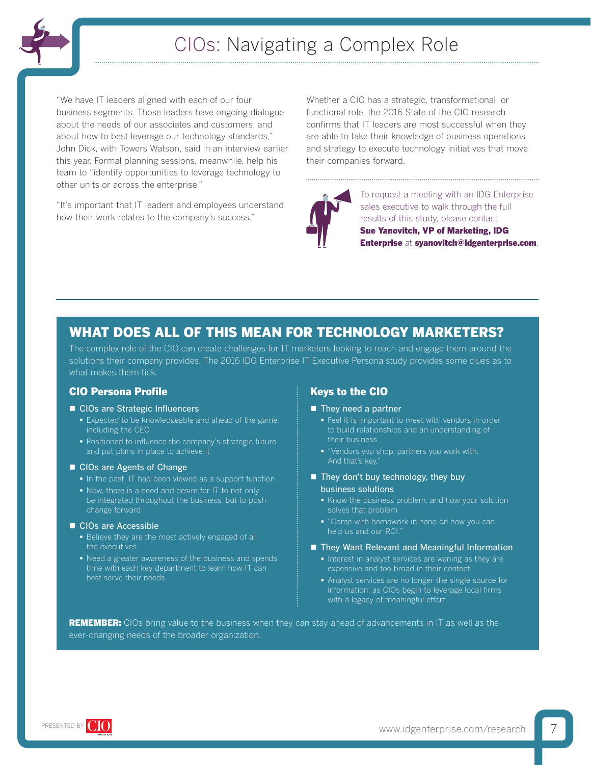# CIOs: Navigating a Complex Role

"We have IT leaders aligned with each of our four business segments. Those leaders have ongoing dialogue about the needs of our associates and customers, and about how to best leverage our technology standards," John Dick, with Towers Watson, said in an interview earlier this year. Formal planning sessions, meanwhile, help his team to "identify opportunities to leverage technology to other units or across the enterprise."

"It's important that IT leaders and employees understand how their work relates to the company's success."

Whether a CIO has a strategic, transformational, or functional role, the 2016 State of the CIO research confirms that IT leaders are most successful when they are able to take their knowledge of business operations and strategy to execute technology initiatives that move their companies forward.

To request a meeting with an IDG Enterprise sales executive to walk through the full results of this study, please contact **Sue Yanovitch, VP of Marketing, IDG Enterprise** at **syanovitch@idgenterprise.com**.

## WHAT DOES ALL OF THIS MEAN FOR TECHNOLOGY MARKETERS?

The complex role of the CIO can create challenges for IT marketers looking to reach and engage them around the solutions their company provides. The 2016 IDG Enterprise IT Executive Persona study provides some clues as to what makes them tick.

### CIO Persona Profile

- CIOs are Strategic Influencers
  - Expected to be knowledgeable and ahead of the game, including the CEO
  - Positioned to influence the company's strategic future and put plans in place to achieve it
- CIOs are Agents of Change
  - In the past, IT had been viewed as a support function
  - Now, there is a need and desire for IT to not only be integrated throughout the business, but to push change forward
- CIOs are Accessible
  - Believe they are the most actively engaged of all the executives
  - Need a greater awareness of the business and spends time with each key department to learn how IT can best serve their needs

### Keys to the CIO

- They need a partner
  - Feel it is important to meet with vendors in order to build relationships and an understanding of their business
  - "Vendors you shop, partners you work with. And that's key."
- They don't buy technology, they buy business solutions
  - Know the business problem, and how your solution solves that problem
  - "Come with homework in hand on how you can help us and our ROI."
- They Want Relevant and Meaningful Information
  - Interest in analyst services are waning as they are expensive and too broad in their content
  - Analyst services are no longer the single source for information, as CIOs begin to leverage local firms with a legacy of meaningful effort

**REMEMBER:** CIOs bring value to the business when they can stay ahead of advancements in IT as well as the ever-changing needs of the broader organization.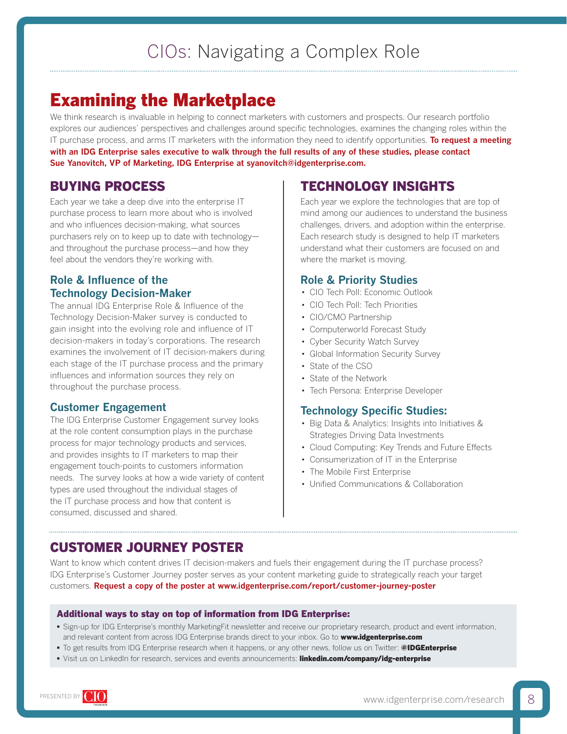# CIOs: Navigating a Complex Role

## Examining the Marketplace

We think research is invaluable in helping to connect marketers with customers and prospects. Our research portfolio explores our audiences' perspectives and challenges around specific technologies, examines the changing roles within the IT purchase process, and arms IT marketers with the information they need to identify opportunities. **To request a meeting with an IDG Enterprise sales executive to walk through the full results of any of these studies, please contact Sue Yanovitch, VP of Marketing, IDG Enterprise at syanovitch@idgenterprise.com.**

## BUYING PROCESS

Each year we take a deep dive into the enterprise IT purchase process to learn more about who is involved and who influences decision-making, what sources purchasers rely on to keep up to date with technology—and throughout the purchase process—and how they feel about the vendors they're working with.

### Role & Influence of the Technology Decision-Maker

The annual IDG Enterprise Role & Influence of the Technology Decision-Maker survey is conducted to gain insight into the evolving role and influence of IT decision-makers in today's corporations. The research examines the involvement of IT decision-makers during each stage of the IT purchase process and the primary influences and information sources they rely on throughout the purchase process.

### Customer Engagement

The IDG Enterprise Customer Engagement survey looks at the role content consumption plays in the purchase process for major technology products and services, and provides insights to IT marketers to map their engagement touch-points to customers information needs. The survey looks at how a wide variety of content types are used throughout the individual stages of the IT purchase process and how that content is consumed, discussed and shared.

## TECHNOLOGY INSIGHTS

Each year we explore the technologies that are top of mind among our audiences to understand the business challenges, drivers, and adoption within the enterprise. Each research study is designed to help IT marketers understand what their customers are focused on and where the market is moving.

### Role & Priority Studies

- CIO Tech Poll: Economic Outlook
- CIO Tech Poll: Tech Priorities
- CIO/CMO Partnership
- Computerworld Forecast Study
- Cyber Security Watch Survey
- Global Information Security Survey
- State of the CSO
- State of the Network
- Tech Persona: Enterprise Developer

### Technology Specific Studies:

- Big Data & Analytics: Insights into Initiatives & Strategies Driving Data Investments
- Cloud Computing: Key Trends and Future Effects
- Consumerization of IT in the Enterprise
- The Mobile First Enterprise
- Unified Communications & Collaboration

## CUSTOMER JOURNEY POSTER

Want to know which content drives IT decision-makers and fuels their engagement during the IT purchase process? IDG Enterprise's Customer Journey poster serves as your content marketing guide to strategically reach your target customers. **Request a copy of the poster at www.idgenterprise.com/report/customer-journey-poster**

**Additional ways to stay on top of information from IDG Enterprise:**

- Sign-up for IDG Enterprise's monthly MarketingFit newsletter and receive our proprietary research, product and event information, and relevant content from across IDG Enterprise brands direct to your inbox. Go to **www.idgenterprise.com**
- To get results from IDG Enterprise research when it happens, or any other news, follow us on Twitter: **@IDGEnterprise**
- Visit us on LinkedIn for research, services and events announcements: **linkedin.com/company/idg-enterprise**

PRESENTED BY CIO

www.idgenterprise.com/research